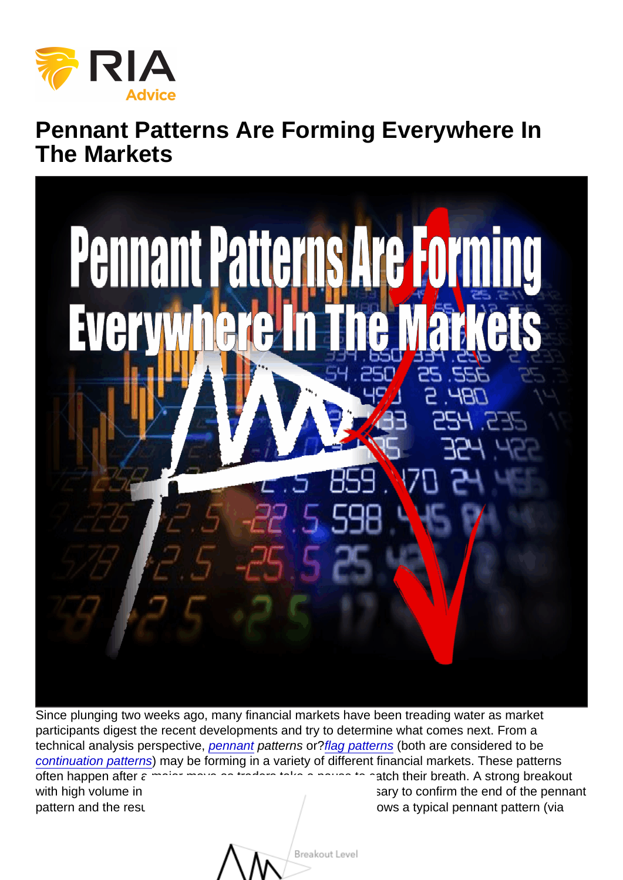# Pennant Patterns Are Forming Everywhere In The Markets

Since plunging two weeks ago, many financial markets have been treading water as market participants digest the recent developments and try to determine what comes next. From a technical analysis perspective, *pennant patterns* or?*flag patterns* (both are considered to be *continuation patterns*) may be forming in a variety of different financial markets. These patterns often happen after a major move as traders take a pause to catch their breath. A strong breakout with high volume in ... sary to confirm the end of the pennant pattern and the resu... ows a typical pennant pattern (via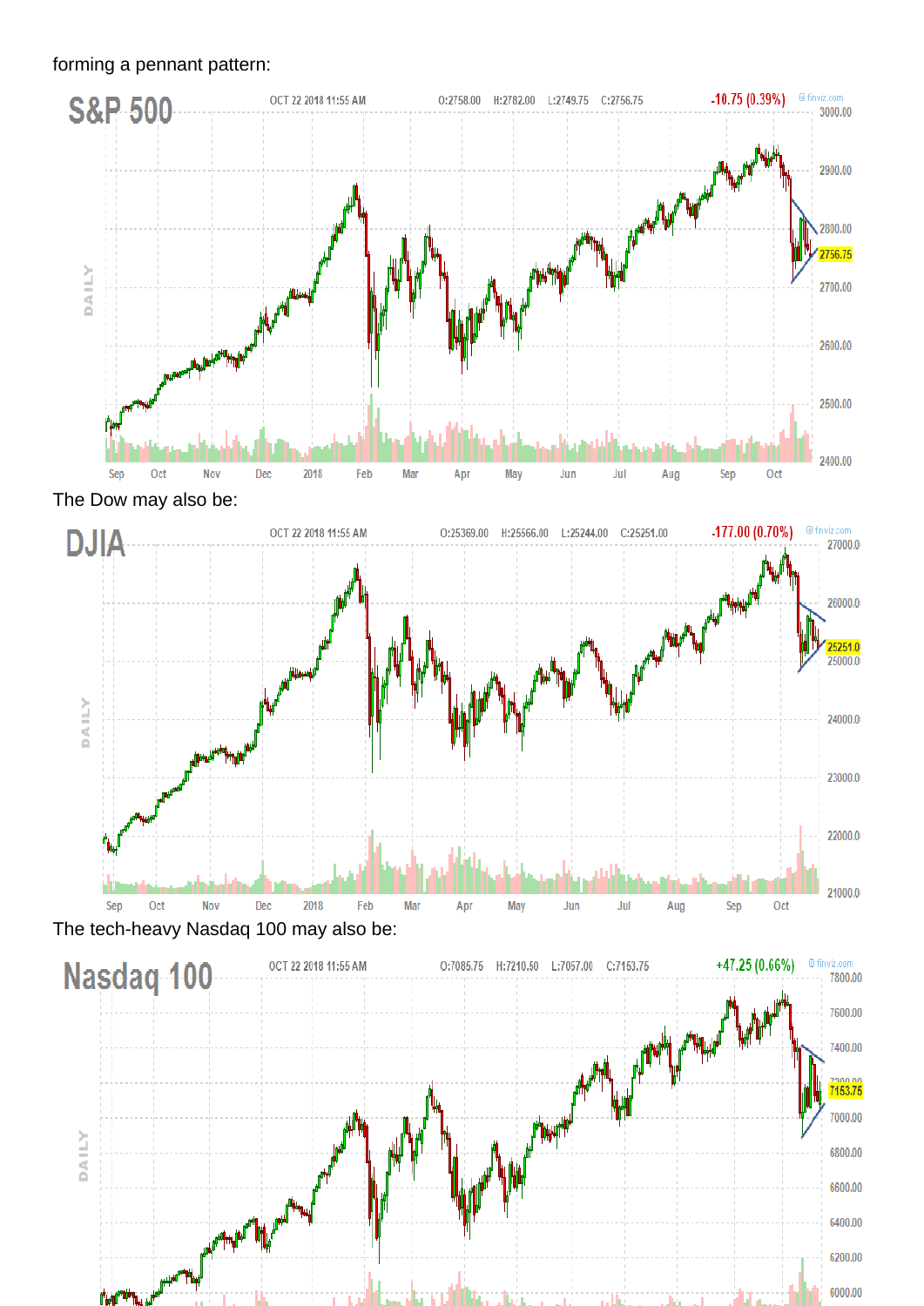forming a pennant pattern:

The Dow may also be:

The tech-heavy Nasdaq 100 may also be: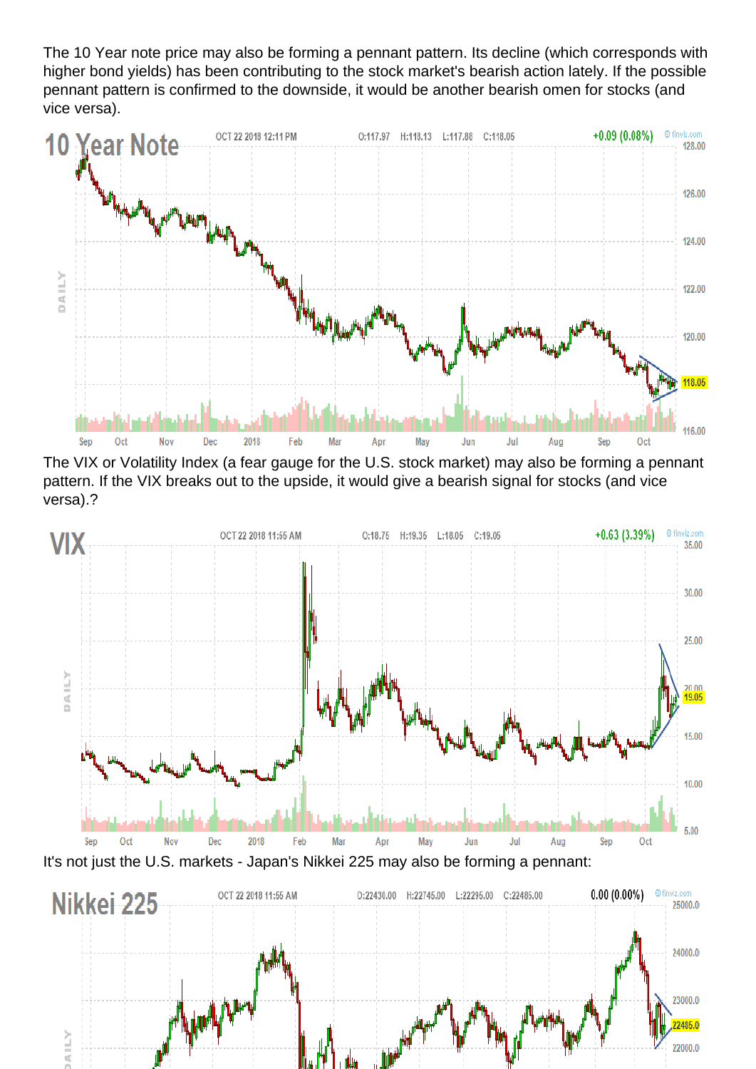The 10 Year note price may also be forming a pennant pattern. Its decline (which corresponds with higher bond yields) has been contributing to the stock market's bearish action lately. If the possible pennant pattern is confirmed to the downside, it would be another bearish omen for stocks (and vice versa).

The VIX or Volatility Index (a fear gauge for the U.S. stock market) may also be forming a pennant pattern. If the VIX breaks out to the upside, it would give a bearish signal for stocks (and vice versa).?

It's not just the U.S. markets - Japan's Nikkei 225 may also be forming a pennant: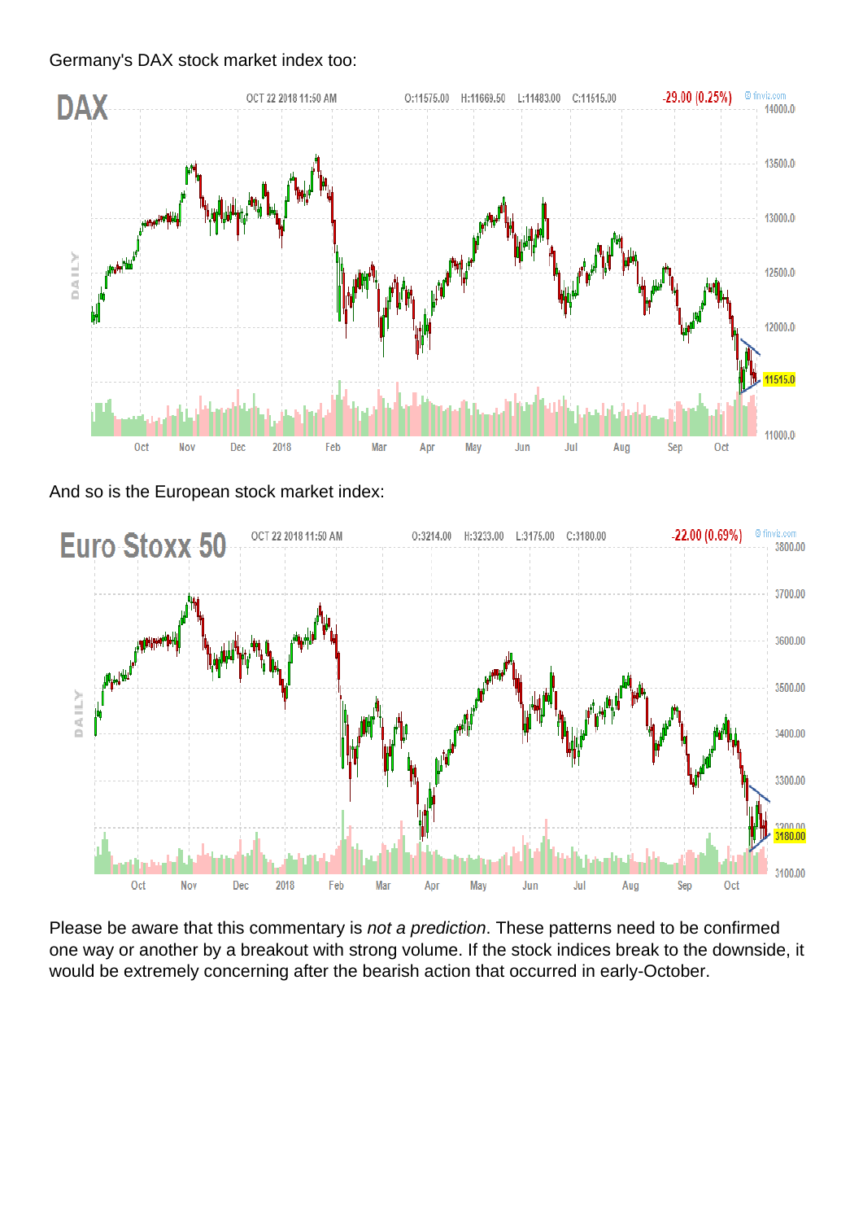Germany's DAX stock market index too:

DAX
OCT 22 2018 11:50 AM
O:11575.00 H:11669.50 L:11483.00 C:11515.00
-29.00 (0.25%)
© finviz.com
14000.0
13500.0
13000.0
12500.0
12000.0
11515.0
11000.0
DAILY
Oct Nov Dec 2018 Feb Mar Apr May Jun Jul Aug Sep Oct

And so is the European stock market index:

Euro Stoxx 50
OCT 22 2018 11:50 AM
O:3214.00 H:3233.00 L:3175.00 C:3180.00
-22.00 (0.69%)
© finviz.com
3800.00
3700.00
3600.00
3500.00
3400.00
3300.00
3200.00
3180.00
3100.00
DAILY
Oct Nov Dec 2018 Feb Mar Apr May Jun Jul Aug Sep Oct

Please be aware that this commentary is *not a prediction*. These patterns need to be confirmed one way or another by a breakout with strong volume. If the stock indices break to the downside, it would be extremely concerning after the bearish action that occurred in early-October.